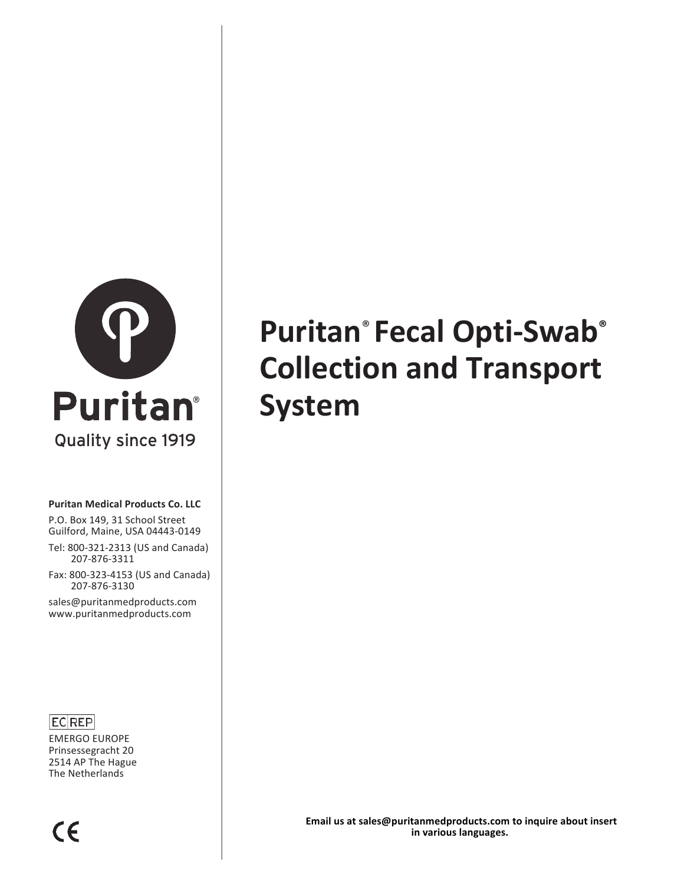# Puritan® Fecal Opti-Swab® Collection and Transport System

Puritan®

Quality since 1919

**Puritan Medical Products Co. LLC**

P.O. Box 149, 31 School Street
Guilford, Maine, USA 04443-0149

Tel: 800-321-2313 (US and Canada)
207-876-3311

Fax: 800-323-4153 (US and Canada)
207-876-3130

sales@puritanmedproducts.com
www.puritanmedproducts.com

EC REP

EMERGO EUROPE
Prinsessegracht 20
2514 AP The Hague
The Netherlands

CE

**Email us at sales@puritanmedproducts.com to inquire about insert in various languages.**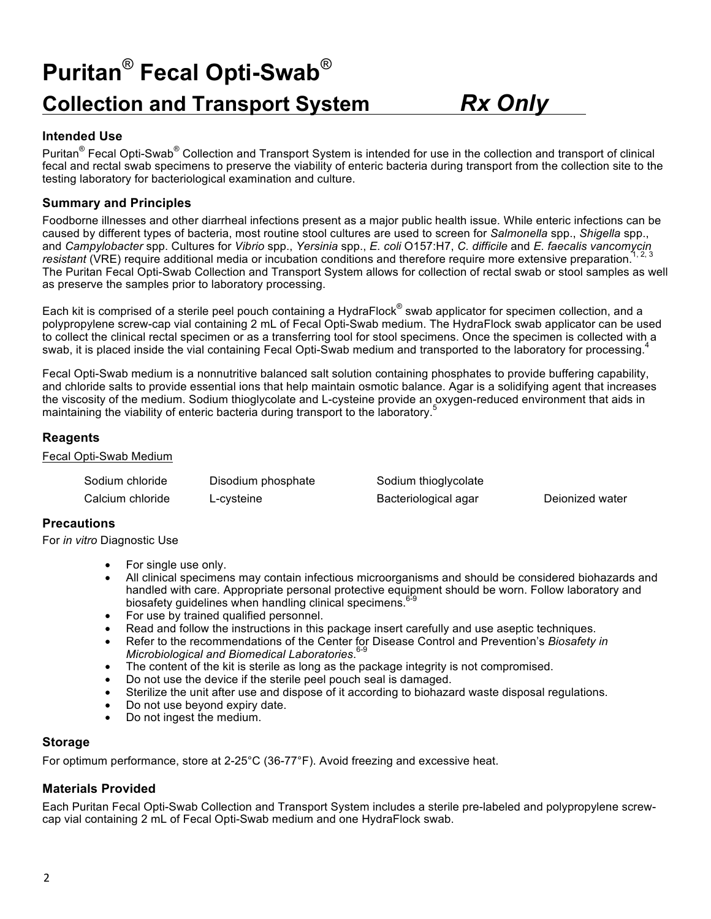# Puritan® Fecal Opti-Swab®

## Collection and Transport System *Rx Only*

### Intended Use

Puritan® Fecal Opti-Swab® Collection and Transport System is intended for use in the collection and transport of clinical fecal and rectal swab specimens to preserve the viability of enteric bacteria during transport from the collection site to the testing laboratory for bacteriological examination and culture.

### Summary and Principles

Foodborne illnesses and other diarrheal infections present as a major public health issue. While enteric infections can be caused by different types of bacteria, most routine stool cultures are used to screen for *Salmonella* spp., *Shigella* spp., and *Campylobacter* spp. Cultures for *Vibrio* spp., *Yersinia* spp., *E. coli* O157:H7, *C. difficile* and *E. faecalis vancomycin resistant* (VRE) require additional media or incubation conditions and therefore require more extensive preparation.[1, 2, 3] The Puritan Fecal Opti-Swab Collection and Transport System allows for collection of rectal swab or stool samples as well as preserve the samples prior to laboratory processing.

Each kit is comprised of a sterile peel pouch containing a HydraFlock® swab applicator for specimen collection, and a polypropylene screw-cap vial containing 2 mL of Fecal Opti-Swab medium. The HydraFlock swab applicator can be used to collect the clinical rectal specimen or as a transferring tool for stool specimens. Once the specimen is collected with a swab, it is placed inside the vial containing Fecal Opti-Swab medium and transported to the laboratory for processing.[4]

Fecal Opti-Swab medium is a nonnutritive balanced salt solution containing phosphates to provide buffering capability, and chloride salts to provide essential ions that help maintain osmotic balance. Agar is a solidifying agent that increases the viscosity of the medium. Sodium thioglycolate and L-cysteine provide an oxygen-reduced environment that aids in maintaining the viability of enteric bacteria during transport to the laboratory.[5]

### Reagents

Fecal Opti-Swab Medium

| | | | |
|---|---|---|---|
| Sodium chloride | Disodium phosphate | Sodium thioglycolate | |
| Calcium chloride | L-cysteine | Bacteriological agar | Deionized water |

### Precautions

For *in vitro* Diagnostic Use

- For single use only.
- All clinical specimens may contain infectious microorganisms and should be considered biohazards and handled with care. Appropriate personal protective equipment should be worn. Follow laboratory and biosafety guidelines when handling clinical specimens.[6-9]
- For use by trained qualified personnel.
- Read and follow the instructions in this package insert carefully and use aseptic techniques.
- Refer to the recommendations of the Center for Disease Control and Prevention's *Biosafety in Microbiological and Biomedical Laboratories*.[6-9]
- The content of the kit is sterile as long as the package integrity is not compromised.
- Do not use the device if the sterile peel pouch seal is damaged.
- Sterilize the unit after use and dispose of it according to biohazard waste disposal regulations.
- Do not use beyond expiry date.
- Do not ingest the medium.

### Storage

For optimum performance, store at 2-25°C (36-77°F). Avoid freezing and excessive heat.

### Materials Provided

Each Puritan Fecal Opti-Swab Collection and Transport System includes a sterile pre-labeled and polypropylene screw-cap vial containing 2 mL of Fecal Opti-Swab medium and one HydraFlock swab.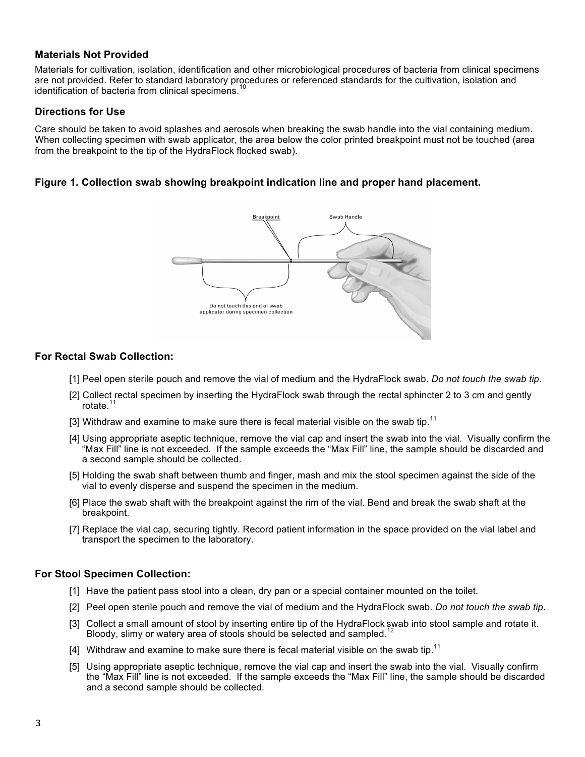### Materials Not Provided

Materials for cultivation, isolation, identification and other microbiological procedures of bacteria from clinical specimens are not provided. Refer to standard laboratory procedures or referenced standards for the cultivation, isolation and identification of bacteria from clinical specimens.[10]

### Directions for Use

Care should be taken to avoid splashes and aerosols when breaking the swab handle into the vial containing medium. When collecting specimen with swab applicator, the area below the color printed breakpoint must not be touched (area from the breakpoint to the tip of the HydraFlock flocked swab).

**Figure 1. Collection swab showing breakpoint indication line and proper hand placement.**

Breakpoint

Swab Handle

Do not touch this end of swab applicator during specimen collection

### For Rectal Swab Collection:

[1] Peel open sterile pouch and remove the vial of medium and the HydraFlock swab. *Do not touch the swab tip*.

[2] Collect rectal specimen by inserting the HydraFlock swab through the rectal sphincter 2 to 3 cm and gently rotate.[11]

[3] Withdraw and examine to make sure there is fecal material visible on the swab tip.[11]

[4] Using appropriate aseptic technique, remove the vial cap and insert the swab into the vial. Visually confirm the "Max Fill" line is not exceeded. If the sample exceeds the "Max Fill" line, the sample should be discarded and a second sample should be collected.

[5] Holding the swab shaft between thumb and finger, mash and mix the stool specimen against the side of the vial to evenly disperse and suspend the specimen in the medium.

[6] Place the swab shaft with the breakpoint against the rim of the vial. Bend and break the swab shaft at the breakpoint.

[7] Replace the vial cap, securing tightly. Record patient information in the space provided on the vial label and transport the specimen to the laboratory.

### For Stool Specimen Collection:

[1] Have the patient pass stool into a clean, dry pan or a special container mounted on the toilet.

[2] Peel open sterile pouch and remove the vial of medium and the HydraFlock swab. *Do not touch the swab tip*.

[3] Collect a small amount of stool by inserting entire tip of the HydraFlock swab into stool sample and rotate it. Bloody, slimy or watery area of stools should be selected and sampled.[12]

[4] Withdraw and examine to make sure there is fecal material visible on the swab tip.[11]

[5] Using appropriate aseptic technique, remove the vial cap and insert the swab into the vial. Visually confirm the "Max Fill" line is not exceeded. If the sample exceeds the "Max Fill" line, the sample should be discarded and a second sample should be collected.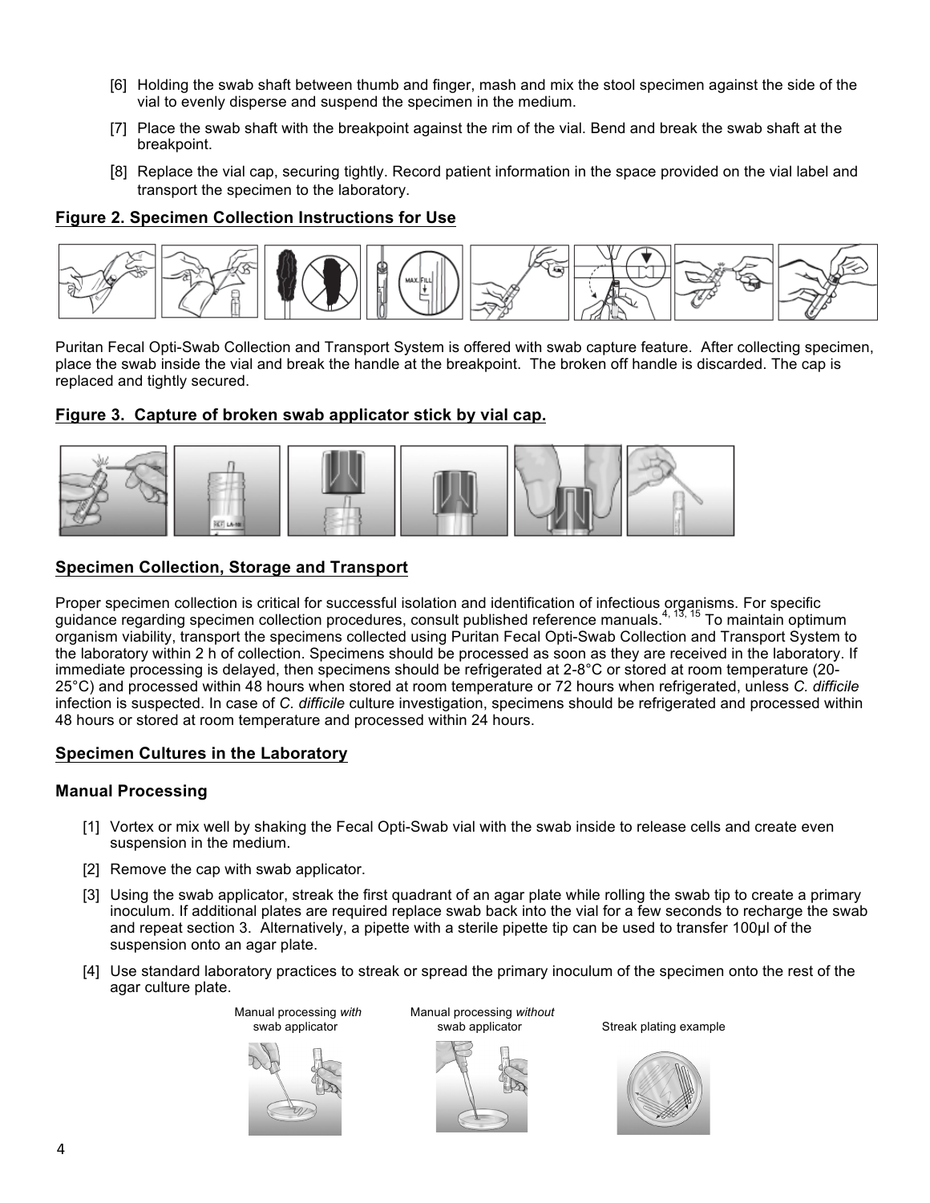[6] Holding the swab shaft between thumb and finger, mash and mix the stool specimen against the side of the vial to evenly disperse and suspend the specimen in the medium.

[7] Place the swab shaft with the breakpoint against the rim of the vial. Bend and break the swab shaft at the breakpoint.

[8] Replace the vial cap, securing tightly. Record patient information in the space provided on the vial label and transport the specimen to the laboratory.

**Figure 2. Specimen Collection Instructions for Use**

Puritan Fecal Opti-Swab Collection and Transport System is offered with swab capture feature. After collecting specimen, place the swab inside the vial and break the handle at the breakpoint. The broken off handle is discarded. The cap is replaced and tightly secured.

**Figure 3. Capture of broken swab applicator stick by vial cap.**

## Specimen Collection, Storage and Transport

Proper specimen collection is critical for successful isolation and identification of infectious organisms. For specific guidance regarding specimen collection procedures, consult published reference manuals.[4, 13, 15] To maintain optimum organism viability, transport the specimens collected using Puritan Fecal Opti-Swab Collection and Transport System to the laboratory within 2 h of collection. Specimens should be processed as soon as they are received in the laboratory. If immediate processing is delayed, then specimens should be refrigerated at 2-8°C or stored at room temperature (20-25°C) and processed within 48 hours when stored at room temperature or 72 hours when refrigerated, unless *C. difficile* infection is suspected. In case of *C. difficile* culture investigation, specimens should be refrigerated and processed within 48 hours or stored at room temperature and processed within 24 hours.

## Specimen Cultures in the Laboratory

### Manual Processing

[1] Vortex or mix well by shaking the Fecal Opti-Swab vial with the swab inside to release cells and create even suspension in the medium.

[2] Remove the cap with swab applicator.

[3] Using the swab applicator, streak the first quadrant of an agar plate while rolling the swab tip to create a primary inoculum. If additional plates are required replace swab back into the vial for a few seconds to recharge the swab and repeat section 3. Alternatively, a pipette with a sterile pipette tip can be used to transfer 100µl of the suspension onto an agar plate.

[4] Use standard laboratory practices to streak or spread the primary inoculum of the specimen onto the rest of the agar culture plate.

Manual processing *with* swab applicator

Manual processing *without* swab applicator

Streak plating example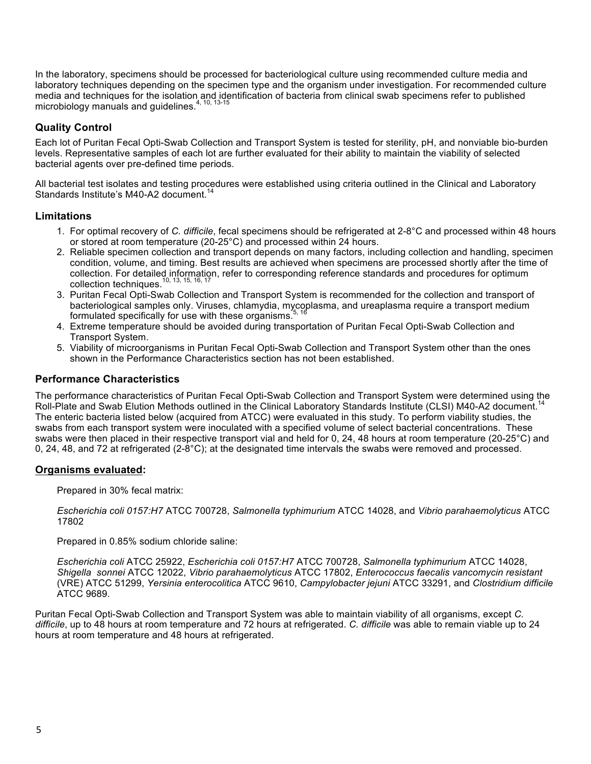In the laboratory, specimens should be processed for bacteriological culture using recommended culture media and laboratory techniques depending on the specimen type and the organism under investigation. For recommended culture media and techniques for the isolation and identification of bacteria from clinical swab specimens refer to published microbiology manuals and guidelines.[4, 10, 13-15]

## Quality Control

Each lot of Puritan Fecal Opti-Swab Collection and Transport System is tested for sterility, pH, and nonviable bio-burden levels. Representative samples of each lot are further evaluated for their ability to maintain the viability of selected bacterial agents over pre-defined time periods.

All bacterial test isolates and testing procedures were established using criteria outlined in the Clinical and Laboratory Standards Institute's M40-A2 document.[14]

## Limitations

1. For optimal recovery of *C. difficile*, fecal specimens should be refrigerated at 2-8°C and processed within 48 hours or stored at room temperature (20-25°C) and processed within 24 hours.
2. Reliable specimen collection and transport depends on many factors, including collection and handling, specimen condition, volume, and timing. Best results are achieved when specimens are processed shortly after the time of collection. For detailed information, refer to corresponding reference standards and procedures for optimum collection techniques.[10, 13, 15, 16, 17]
3. Puritan Fecal Opti-Swab Collection and Transport System is recommended for the collection and transport of bacteriological samples only. Viruses, chlamydia, mycoplasma, and ureaplasma require a transport medium formulated specifically for use with these organisms.[5, 16]
4. Extreme temperature should be avoided during transportation of Puritan Fecal Opti-Swab Collection and Transport System.
5. Viability of microorganisms in Puritan Fecal Opti-Swab Collection and Transport System other than the ones shown in the Performance Characteristics section has not been established.

## Performance Characteristics

The performance characteristics of Puritan Fecal Opti-Swab Collection and Transport System were determined using the Roll-Plate and Swab Elution Methods outlined in the Clinical Laboratory Standards Institute (CLSI) M40-A2 document.[14] The enteric bacteria listed below (acquired from ATCC) were evaluated in this study. To perform viability studies, the swabs from each transport system were inoculated with a specified volume of select bacterial concentrations. These swabs were then placed in their respective transport vial and held for 0, 24, 48 hours at room temperature (20-25°C) and 0, 24, 48, and 72 at refrigerated (2-8°C); at the designated time intervals the swabs were removed and processed.

### Organisms evaluated:

Prepared in 30% fecal matrix:

*Escherichia coli 0157:H7* ATCC 700728, *Salmonella typhimurium* ATCC 14028, and *Vibrio parahaemolyticus* ATCC 17802

Prepared in 0.85% sodium chloride saline:

*Escherichia coli* ATCC 25922, *Escherichia coli 0157:H7* ATCC 700728, *Salmonella typhimurium* ATCC 14028, *Shigella sonnei* ATCC 12022, *Vibrio parahaemolyticus* ATCC 17802, *Enterococcus faecalis vancomycin resistant* (VRE) ATCC 51299, *Yersinia enterocolitica* ATCC 9610, *Campylobacter jejuni* ATCC 33291, and *Clostridium difficile* ATCC 9689.

Puritan Fecal Opti-Swab Collection and Transport System was able to maintain viability of all organisms, except *C. difficile*, up to 48 hours at room temperature and 72 hours at refrigerated. *C. difficile* was able to remain viable up to 24 hours at room temperature and 48 hours at refrigerated.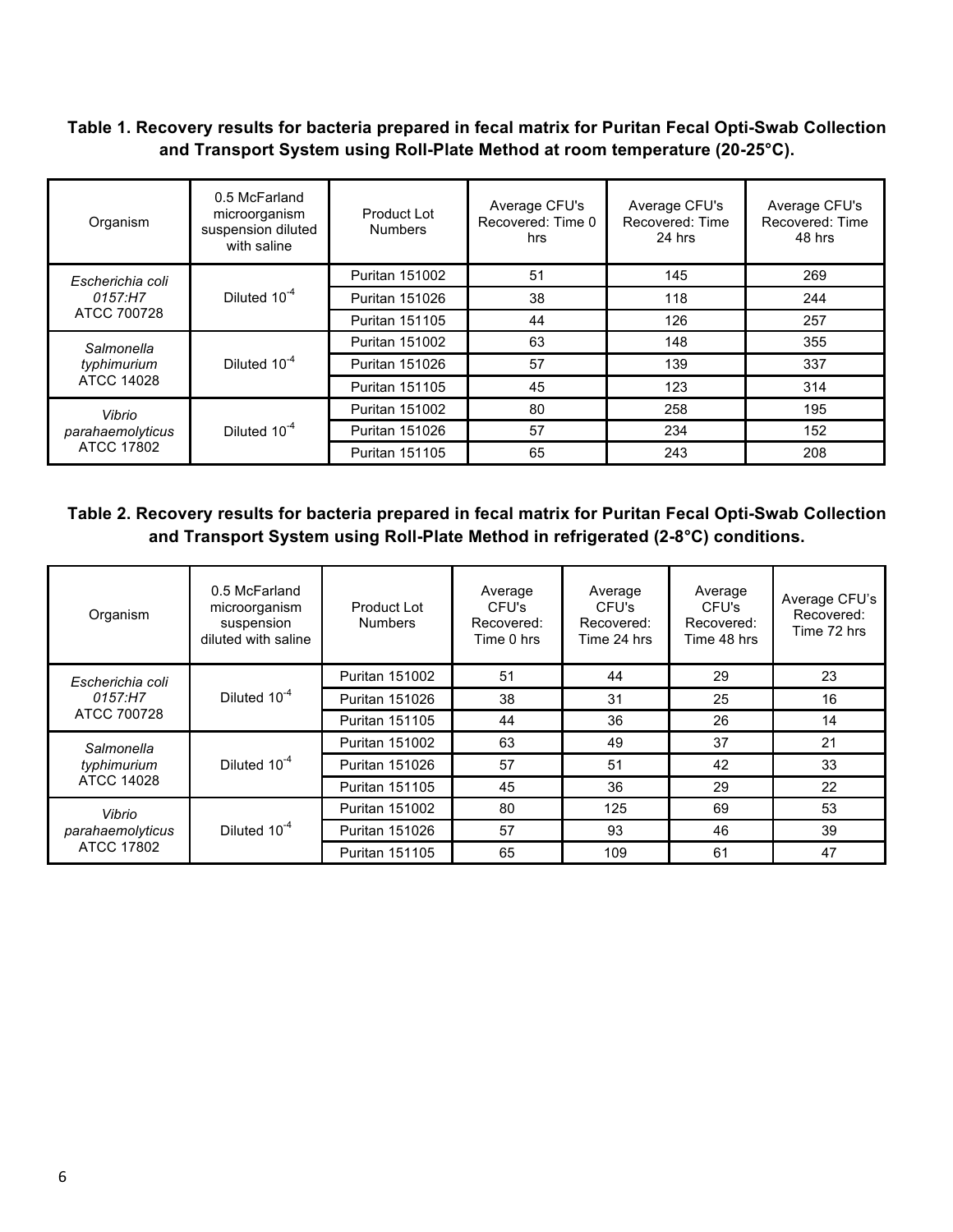**Table 1. Recovery results for bacteria prepared in fecal matrix for Puritan Fecal Opti-Swab Collection and Transport System using Roll-Plate Method at room temperature (20-25°C).**

| Organism | 0.5 McFarland microorganism suspension diluted with saline | Product Lot Numbers | Average CFU's Recovered: Time 0 hrs | Average CFU's Recovered: Time 24 hrs | Average CFU's Recovered: Time 48 hrs |
|---|---|---|---|---|---|
| *Escherichia coli 0157:H7* ATCC 700728 | Diluted $10^{-4}$ | Puritan 151002 | 51 | 145 | 269 |
| | | Puritan 151026 | 38 | 118 | 244 |
| | | Puritan 151105 | 44 | 126 | 257 |
| *Salmonella typhimurium* ATCC 14028 | Diluted $10^{-4}$ | Puritan 151002 | 63 | 148 | 355 |
| | | Puritan 151026 | 57 | 139 | 337 |
| | | Puritan 151105 | 45 | 123 | 314 |
| *Vibrio parahaemolyticus* ATCC 17802 | Diluted $10^{-4}$ | Puritan 151002 | 80 | 258 | 195 |
| | | Puritan 151026 | 57 | 234 | 152 |
| | | Puritan 151105 | 65 | 243 | 208 |

**Table 2. Recovery results for bacteria prepared in fecal matrix for Puritan Fecal Opti-Swab Collection and Transport System using Roll-Plate Method in refrigerated (2-8°C) conditions.**

| Organism | 0.5 McFarland microorganism suspension diluted with saline | Product Lot Numbers | Average CFU's Recovered: Time 0 hrs | Average CFU's Recovered: Time 24 hrs | Average CFU's Recovered: Time 48 hrs | Average CFU's Recovered: Time 72 hrs |
|---|---|---|---|---|---|---|
| *Escherichia coli 0157:H7* ATCC 700728 | Diluted $10^{-4}$ | Puritan 151002 | 51 | 44 | 29 | 23 |
| | | Puritan 151026 | 38 | 31 | 25 | 16 |
| | | Puritan 151105 | 44 | 36 | 26 | 14 |
| *Salmonella typhimurium* ATCC 14028 | Diluted $10^{-4}$ | Puritan 151002 | 63 | 49 | 37 | 21 |
| | | Puritan 151026 | 57 | 51 | 42 | 33 |
| | | Puritan 151105 | 45 | 36 | 29 | 22 |
| *Vibrio parahaemolyticus* ATCC 17802 | Diluted $10^{-4}$ | Puritan 151002 | 80 | 125 | 69 | 53 |
| | | Puritan 151026 | 57 | 93 | 46 | 39 |
| | | Puritan 151105 | 65 | 109 | 61 | 47 |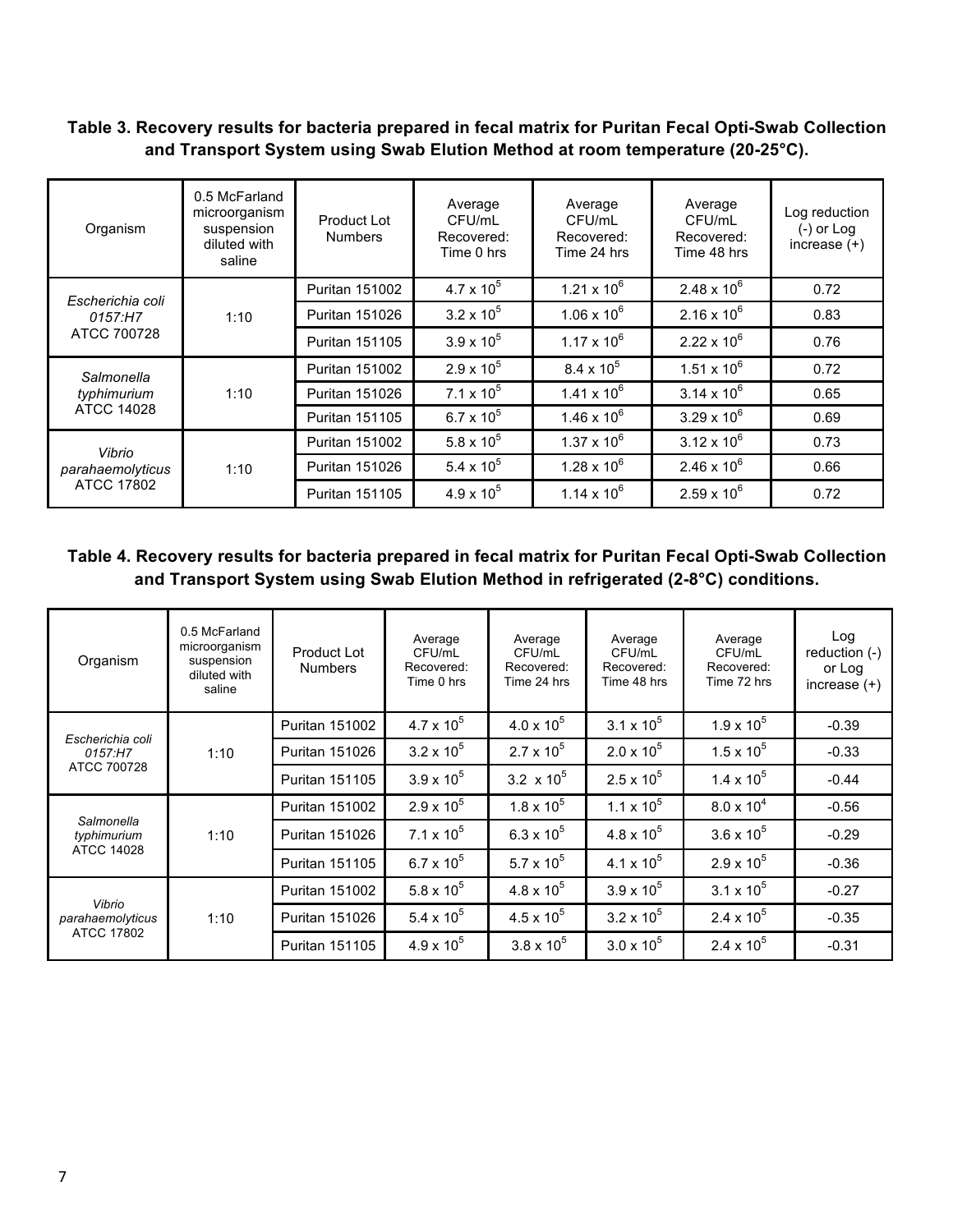**Table 3. Recovery results for bacteria prepared in fecal matrix for Puritan Fecal Opti-Swab Collection and Transport System using Swab Elution Method at room temperature (20-25°C).**

| Organism | 0.5 McFarland microorganism suspension diluted with saline | Product Lot Numbers | Average CFU/mL Recovered: Time 0 hrs | Average CFU/mL Recovered: Time 24 hrs | Average CFU/mL Recovered: Time 48 hrs | Log reduction (-) or Log increase (+) |
|---|---|---|---|---|---|---|
| *Escherichia coli 0157:H7* ATCC 700728 | 1:10 | Puritan 151002 | $4.7 \times 10^5$ | $1.21 \times 10^6$ | $2.48 \times 10^6$ | 0.72 |
| | | Puritan 151026 | $3.2 \times 10^5$ | $1.06 \times 10^6$ | $2.16 \times 10^6$ | 0.83 |
| | | Puritan 151105 | $3.9 \times 10^5$ | $1.17 \times 10^6$ | $2.22 \times 10^6$ | 0.76 |
| *Salmonella typhimurium* ATCC 14028 | 1:10 | Puritan 151002 | $2.9 \times 10^5$ | $8.4 \times 10^5$ | $1.51 \times 10^6$ | 0.72 |
| | | Puritan 151026 | $7.1 \times 10^5$ | $1.41 \times 10^6$ | $3.14 \times 10^6$ | 0.65 |
| | | Puritan 151105 | $6.7 \times 10^5$ | $1.46 \times 10^6$ | $3.29 \times 10^6$ | 0.69 |
| *Vibrio parahaemolyticus* ATCC 17802 | 1:10 | Puritan 151002 | $5.8 \times 10^5$ | $1.37 \times 10^6$ | $3.12 \times 10^6$ | 0.73 |
| | | Puritan 151026 | $5.4 \times 10^5$ | $1.28 \times 10^6$ | $2.46 \times 10^6$ | 0.66 |
| | | Puritan 151105 | $4.9 \times 10^5$ | $1.14 \times 10^6$ | $2.59 \times 10^6$ | 0.72 |

**Table 4. Recovery results for bacteria prepared in fecal matrix for Puritan Fecal Opti-Swab Collection and Transport System using Swab Elution Method in refrigerated (2-8°C) conditions.**

| Organism | 0.5 McFarland microorganism suspension diluted with saline | Product Lot Numbers | Average CFU/mL Recovered: Time 0 hrs | Average CFU/mL Recovered: Time 24 hrs | Average CFU/mL Recovered: Time 48 hrs | Average CFU/mL Recovered: Time 72 hrs | Log reduction (-) or Log increase (+) |
|---|---|---|---|---|---|---|---|
| *Escherichia coli 0157:H7* ATCC 700728 | 1:10 | Puritan 151002 | $4.7 \times 10^5$ | $4.0 \times 10^5$ | $3.1 \times 10^5$ | $1.9 \times 10^5$ | -0.39 |
| | | Puritan 151026 | $3.2 \times 10^5$ | $2.7 \times 10^5$ | $2.0 \times 10^5$ | $1.5 \times 10^5$ | -0.33 |
| | | Puritan 151105 | $3.9 \times 10^5$ | $3.2 \times 10^5$ | $2.5 \times 10^5$ | $1.4 \times 10^5$ | -0.44 |
| *Salmonella typhimurium* ATCC 14028 | 1:10 | Puritan 151002 | $2.9 \times 10^5$ | $1.8 \times 10^5$ | $1.1 \times 10^5$ | $8.0 \times 10^4$ | -0.56 |
| | | Puritan 151026 | $7.1 \times 10^5$ | $6.3 \times 10^5$ | $4.8 \times 10^5$ | $3.6 \times 10^5$ | -0.29 |
| | | Puritan 151105 | $6.7 \times 10^5$ | $5.7 \times 10^5$ | $4.1 \times 10^5$ | $2.9 \times 10^5$ | -0.36 |
| *Vibrio parahaemolyticus* ATCC 17802 | 1:10 | Puritan 151002 | $5.8 \times 10^5$ | $4.8 \times 10^5$ | $3.9 \times 10^5$ | $3.1 \times 10^5$ | -0.27 |
| | | Puritan 151026 | $5.4 \times 10^5$ | $4.5 \times 10^5$ | $3.2 \times 10^5$ | $2.4 \times 10^5$ | -0.35 |
| | | Puritan 151105 | $4.9 \times 10^5$ | $3.8 \times 10^5$ | $3.0 \times 10^5$ | $2.4 \times 10^5$ | -0.31 |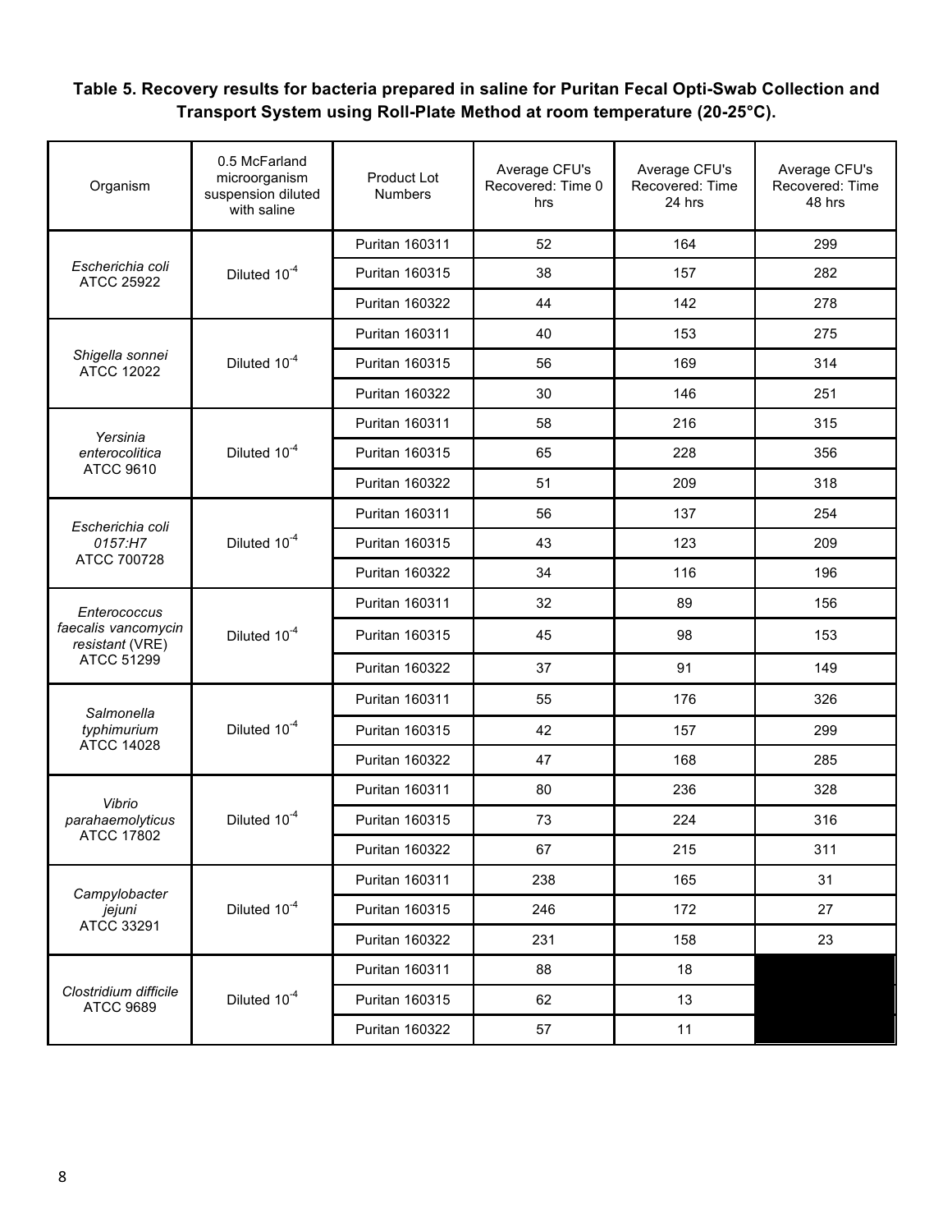**Table 5. Recovery results for bacteria prepared in saline for Puritan Fecal Opti-Swab Collection and Transport System using Roll-Plate Method at room temperature (20-25°C).**

| Organism | 0.5 McFarland microorganism suspension diluted with saline | Product Lot Numbers | Average CFU's Recovered: Time 0 hrs | Average CFU's Recovered: Time 24 hrs | Average CFU's Recovered: Time 48 hrs |
|---|---|---|---|---|---|
| *Escherichia coli* ATCC 25922 | Diluted $10^{-4}$ | Puritan 160311 | 52 | 164 | 299 |
| | | Puritan 160315 | 38 | 157 | 282 |
| | | Puritan 160322 | 44 | 142 | 278 |
| *Shigella sonnei* ATCC 12022 | Diluted $10^{-4}$ | Puritan 160311 | 40 | 153 | 275 |
| | | Puritan 160315 | 56 | 169 | 314 |
| | | Puritan 160322 | 30 | 146 | 251 |
| *Yersinia enterocolitica* ATCC 9610 | Diluted $10^{-4}$ | Puritan 160311 | 58 | 216 | 315 |
| | | Puritan 160315 | 65 | 228 | 356 |
| | | Puritan 160322 | 51 | 209 | 318 |
| *Escherichia coli 0157:H7* ATCC 700728 | Diluted $10^{-4}$ | Puritan 160311 | 56 | 137 | 254 |
| | | Puritan 160315 | 43 | 123 | 209 |
| | | Puritan 160322 | 34 | 116 | 196 |
| *Enterococcus faecalis vancomycin resistant* (VRE) ATCC 51299 | Diluted $10^{-4}$ | Puritan 160311 | 32 | 89 | 156 |
| | | Puritan 160315 | 45 | 98 | 153 |
| | | Puritan 160322 | 37 | 91 | 149 |
| *Salmonella typhimurium* ATCC 14028 | Diluted $10^{-4}$ | Puritan 160311 | 55 | 176 | 326 |
| | | Puritan 160315 | 42 | 157 | 299 |
| | | Puritan 160322 | 47 | 168 | 285 |
| *Vibrio parahaemolyticus* ATCC 17802 | Diluted $10^{-4}$ | Puritan 160311 | 80 | 236 | 328 |
| | | Puritan 160315 | 73 | 224 | 316 |
| | | Puritan 160322 | 67 | 215 | 311 |
| *Campylobacter jejuni* ATCC 33291 | Diluted $10^{-4}$ | Puritan 160311 | 238 | 165 | 31 |
| | | Puritan 160315 | 246 | 172 | 27 |
| | | Puritan 160322 | 231 | 158 | 23 |
| *Clostridium difficile* ATCC 9689 | Diluted $10^{-4}$ | Puritan 160311 | 88 | 18 | |
| | | Puritan 160315 | 62 | 13 | |
| | | Puritan 160322 | 57 | 11 | |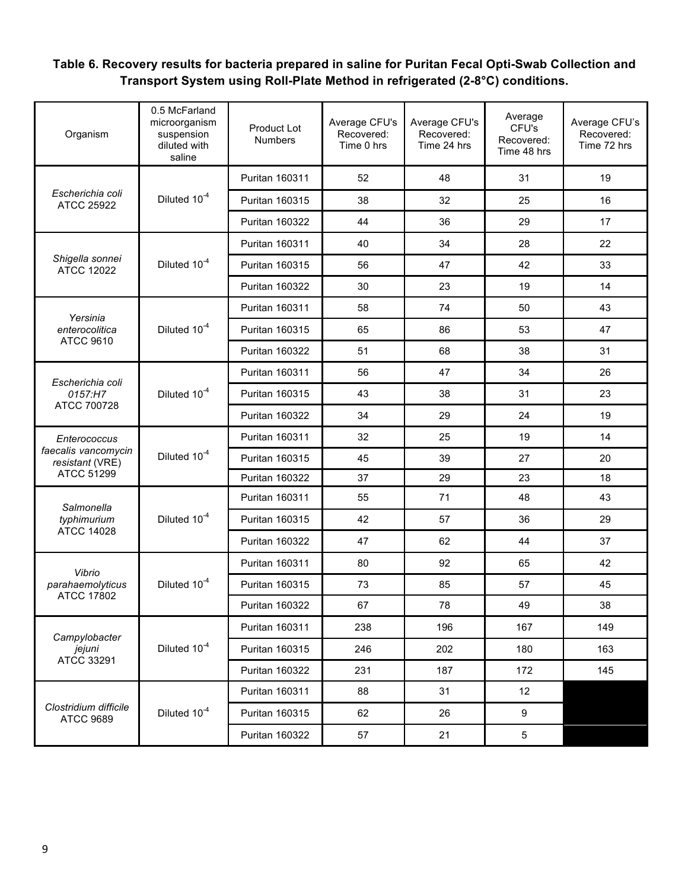**Table 6. Recovery results for bacteria prepared in saline for Puritan Fecal Opti-Swab Collection and Transport System using Roll-Plate Method in refrigerated (2-8°C) conditions.**

| Organism | 0.5 McFarland microorganism suspension diluted with saline | Product Lot Numbers | Average CFU's Recovered: Time 0 hrs | Average CFU's Recovered: Time 24 hrs | Average CFU's Recovered: Time 48 hrs | Average CFU's Recovered: Time 72 hrs |
|---|---|---|---|---|---|---|
| *Escherichia coli* ATCC 25922 | Diluted $10^{-4}$ | Puritan 160311 | 52 | 48 | 31 | 19 |
| | | Puritan 160315 | 38 | 32 | 25 | 16 |
| | | Puritan 160322 | 44 | 36 | 29 | 17 |
| *Shigella sonnei* ATCC 12022 | Diluted $10^{-4}$ | Puritan 160311 | 40 | 34 | 28 | 22 |
| | | Puritan 160315 | 56 | 47 | 42 | 33 |
| | | Puritan 160322 | 30 | 23 | 19 | 14 |
| *Yersinia enterocolitica* ATCC 9610 | Diluted $10^{-4}$ | Puritan 160311 | 58 | 74 | 50 | 43 |
| | | Puritan 160315 | 65 | 86 | 53 | 47 |
| | | Puritan 160322 | 51 | 68 | 38 | 31 |
| *Escherichia coli 0157:H7* ATCC 700728 | Diluted $10^{-4}$ | Puritan 160311 | 56 | 47 | 34 | 26 |
| | | Puritan 160315 | 43 | 38 | 31 | 23 |
| | | Puritan 160322 | 34 | 29 | 24 | 19 |
| *Enterococcus faecalis vancomycin resistant* (VRE) ATCC 51299 | Diluted $10^{-4}$ | Puritan 160311 | 32 | 25 | 19 | 14 |
| | | Puritan 160315 | 45 | 39 | 27 | 20 |
| | | Puritan 160322 | 37 | 29 | 23 | 18 |
| *Salmonella typhimurium* ATCC 14028 | Diluted $10^{-4}$ | Puritan 160311 | 55 | 71 | 48 | 43 |
| | | Puritan 160315 | 42 | 57 | 36 | 29 |
| | | Puritan 160322 | 47 | 62 | 44 | 37 |
| *Vibrio parahaemolyticus* ATCC 17802 | Diluted $10^{-4}$ | Puritan 160311 | 80 | 92 | 65 | 42 |
| | | Puritan 160315 | 73 | 85 | 57 | 45 |
| | | Puritan 160322 | 67 | 78 | 49 | 38 |
| *Campylobacter jejuni* ATCC 33291 | Diluted $10^{-4}$ | Puritan 160311 | 238 | 196 | 167 | 149 |
| | | Puritan 160315 | 246 | 202 | 180 | 163 |
| | | Puritan 160322 | 231 | 187 | 172 | 145 |
| *Clostridium difficile* ATCC 9689 | Diluted $10^{-4}$ | Puritan 160311 | 88 | 31 | 12 | |
| | | Puritan 160315 | 62 | 26 | 9 | |
| | | Puritan 160322 | 57 | 21 | 5 | |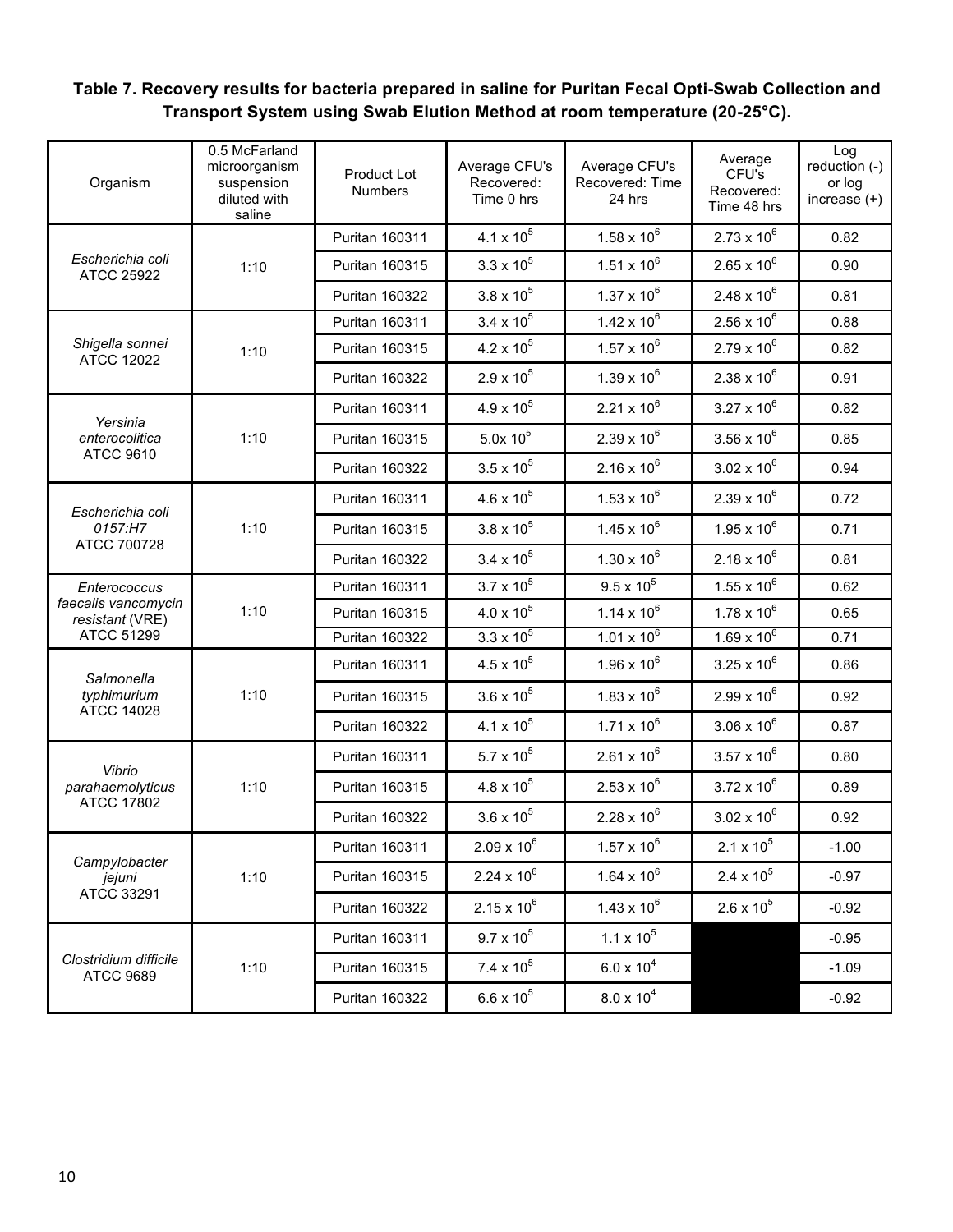**Table 7. Recovery results for bacteria prepared in saline for Puritan Fecal Opti-Swab Collection and Transport System using Swab Elution Method at room temperature (20-25°C).**

| Organism | 0.5 McFarland microorganism suspension diluted with saline | Product Lot Numbers | Average CFU's Recovered: Time 0 hrs | Average CFU's Recovered: Time 24 hrs | Average CFU's Recovered: Time 48 hrs | Log reduction (-) or log increase (+) |
|---|---|---|---|---|---|---|
| *Escherichia coli* ATCC 25922 | 1:10 | Puritan 160311 | $4.1 \times 10^5$ | $1.58 \times 10^6$ | $2.73 \times 10^6$ | 0.82 |
| | | Puritan 160315 | $3.3 \times 10^5$ | $1.51 \times 10^6$ | $2.65 \times 10^6$ | 0.90 |
| | | Puritan 160322 | $3.8 \times 10^5$ | $1.37 \times 10^6$ | $2.48 \times 10^6$ | 0.81 |
| *Shigella sonnei* ATCC 12022 | 1:10 | Puritan 160311 | $3.4 \times 10^5$ | $1.42 \times 10^6$ | $2.56 \times 10^6$ | 0.88 |
| | | Puritan 160315 | $4.2 \times 10^5$ | $1.57 \times 10^6$ | $2.79 \times 10^6$ | 0.82 |
| | | Puritan 160322 | $2.9 \times 10^5$ | $1.39 \times 10^6$ | $2.38 \times 10^6$ | 0.91 |
| *Yersinia enterocolitica* ATCC 9610 | 1:10 | Puritan 160311 | $4.9 \times 10^5$ | $2.21 \times 10^6$ | $3.27 \times 10^6$ | 0.82 |
| | | Puritan 160315 | $5.0 \times 10^5$ | $2.39 \times 10^6$ | $3.56 \times 10^6$ | 0.85 |
| | | Puritan 160322 | $3.5 \times 10^5$ | $2.16 \times 10^6$ | $3.02 \times 10^6$ | 0.94 |
| *Escherichia coli 0157:H7* ATCC 700728 | 1:10 | Puritan 160311 | $4.6 \times 10^5$ | $1.53 \times 10^6$ | $2.39 \times 10^6$ | 0.72 |
| | | Puritan 160315 | $3.8 \times 10^5$ | $1.45 \times 10^6$ | $1.95 \times 10^6$ | 0.71 |
| | | Puritan 160322 | $3.4 \times 10^5$ | $1.30 \times 10^6$ | $2.18 \times 10^6$ | 0.81 |
| *Enterococcus faecalis vancomycin resistant* (VRE) ATCC 51299 | 1:10 | Puritan 160311 | $3.7 \times 10^5$ | $9.5 \times 10^5$ | $1.55 \times 10^6$ | 0.62 |
| | | Puritan 160315 | $4.0 \times 10^5$ | $1.14 \times 10^6$ | $1.78 \times 10^6$ | 0.65 |
| | | Puritan 160322 | $3.3 \times 10^5$ | $1.01 \times 10^6$ | $1.69 \times 10^6$ | 0.71 |
| *Salmonella typhimurium* ATCC 14028 | 1:10 | Puritan 160311 | $4.5 \times 10^5$ | $1.96 \times 10^6$ | $3.25 \times 10^6$ | 0.86 |
| | | Puritan 160315 | $3.6 \times 10^5$ | $1.83 \times 10^6$ | $2.99 \times 10^6$ | 0.92 |
| | | Puritan 160322 | $4.1 \times 10^5$ | $1.71 \times 10^6$ | $3.06 \times 10^6$ | 0.87 |
| *Vibrio parahaemolyticus* ATCC 17802 | 1:10 | Puritan 160311 | $5.7 \times 10^5$ | $2.61 \times 10^6$ | $3.57 \times 10^6$ | 0.80 |
| | | Puritan 160315 | $4.8 \times 10^5$ | $2.53 \times 10^6$ | $3.72 \times 10^6$ | 0.89 |
| | | Puritan 160322 | $3.6 \times 10^5$ | $2.28 \times 10^6$ | $3.02 \times 10^6$ | 0.92 |
| *Campylobacter jejuni* ATCC 33291 | 1:10 | Puritan 160311 | $2.09 \times 10^6$ | $1.57 \times 10^6$ | $2.1 \times 10^5$ | -1.00 |
| | | Puritan 160315 | $2.24 \times 10^6$ | $1.64 \times 10^6$ | $2.4 \times 10^5$ | -0.97 |
| | | Puritan 160322 | $2.15 \times 10^6$ | $1.43 \times 10^6$ | $2.6 \times 10^5$ | -0.92 |
| *Clostridium difficile* ATCC 9689 | 1:10 | Puritan 160311 | $9.7 \times 10^5$ | $1.1 \times 10^5$ | | -0.95 |
| | | Puritan 160315 | $7.4 \times 10^5$ | $6.0 \times 10^4$ | | -1.09 |
| | | Puritan 160322 | $6.6 \times 10^5$ | $8.0 \times 10^4$ | | -0.92 |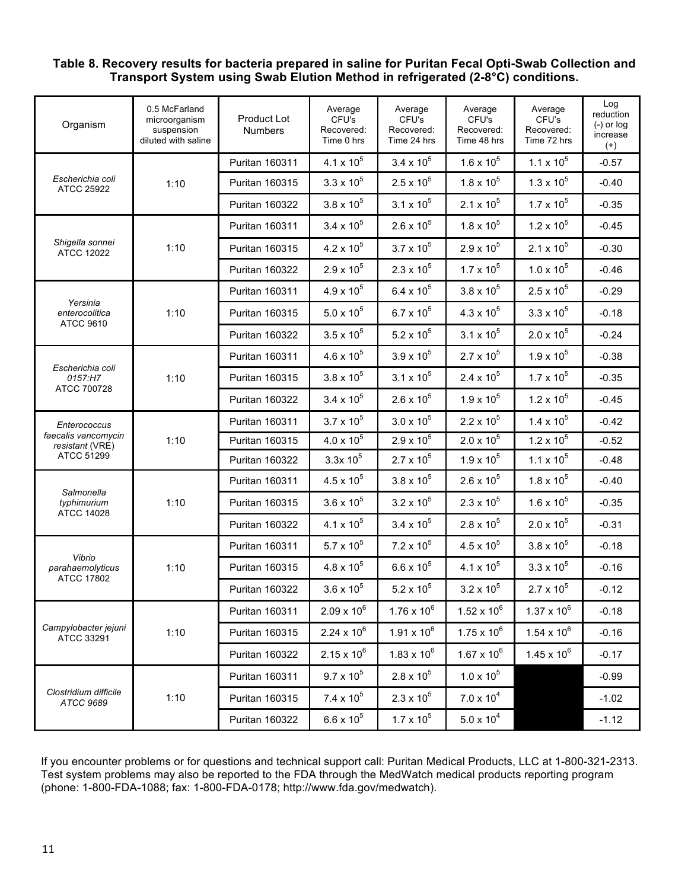**Table 8. Recovery results for bacteria prepared in saline for Puritan Fecal Opti-Swab Collection and Transport System using Swab Elution Method in refrigerated (2-8°C) conditions.**

| Organism | 0.5 McFarland microorganism suspension diluted with saline | Product Lot Numbers | Average CFU's Recovered: Time 0 hrs | Average CFU's Recovered: Time 24 hrs | Average CFU's Recovered: Time 48 hrs | Average CFU's Recovered: Time 72 hrs | Log reduction (-) or log increase (+) |
|---|---|---|---|---|---|---|---|
| *Escherichia coli* ATCC 25922 | 1:10 | Puritan 160311 | $4.1 \times 10^5$ | $3.4 \times 10^5$ | $1.6 \times 10^5$ | $1.1 \times 10^5$ | -0.57 |
| | | Puritan 160315 | $3.3 \times 10^5$ | $2.5 \times 10^5$ | $1.8 \times 10^5$ | $1.3 \times 10^5$ | -0.40 |
| | | Puritan 160322 | $3.8 \times 10^5$ | $3.1 \times 10^5$ | $2.1 \times 10^5$ | $1.7 \times 10^5$ | -0.35 |
| *Shigella sonnei* ATCC 12022 | 1:10 | Puritan 160311 | $3.4 \times 10^5$ | $2.6 \times 10^5$ | $1.8 \times 10^5$ | $1.2 \times 10^5$ | -0.45 |
| | | Puritan 160315 | $4.2 \times 10^5$ | $3.7 \times 10^5$ | $2.9 \times 10^5$ | $2.1 \times 10^5$ | -0.30 |
| | | Puritan 160322 | $2.9 \times 10^5$ | $2.3 \times 10^5$ | $1.7 \times 10^5$ | $1.0 \times 10^5$ | -0.46 |
| *Yersinia enterocolitica* ATCC 9610 | 1:10 | Puritan 160311 | $4.9 \times 10^5$ | $6.4 \times 10^5$ | $3.8 \times 10^5$ | $2.5 \times 10^5$ | -0.29 |
| | | Puritan 160315 | $5.0 \times 10^5$ | $6.7 \times 10^5$ | $4.3 \times 10^5$ | $3.3 \times 10^5$ | -0.18 |
| | | Puritan 160322 | $3.5 \times 10^5$ | $5.2 \times 10^5$ | $3.1 \times 10^5$ | $2.0 \times 10^5$ | -0.24 |
| *Escherichia coli 0157:H7* ATCC 700728 | 1:10 | Puritan 160311 | $4.6 \times 10^5$ | $3.9 \times 10^5$ | $2.7 \times 10^5$ | $1.9 \times 10^5$ | -0.38 |
| | | Puritan 160315 | $3.8 \times 10^5$ | $3.1 \times 10^5$ | $2.4 \times 10^5$ | $1.7 \times 10^5$ | -0.35 |
| | | Puritan 160322 | $3.4 \times 10^5$ | $2.6 \times 10^5$ | $1.9 \times 10^5$ | $1.2 \times 10^5$ | -0.45 |
| *Enterococcus faecalis vancomycin resistant* (VRE) ATCC 51299 | 1:10 | Puritan 160311 | $3.7 \times 10^5$ | $3.0 \times 10^5$ | $2.2 \times 10^5$ | $1.4 \times 10^5$ | -0.42 |
| | | Puritan 160315 | $4.0 \times 10^5$ | $2.9 \times 10^5$ | $2.0 \times 10^5$ | $1.2 \times 10^5$ | -0.52 |
| | | Puritan 160322 | $3.3 \times 10^5$ | $2.7 \times 10^5$ | $1.9 \times 10^5$ | $1.1 \times 10^5$ | -0.48 |
| *Salmonella typhimurium* ATCC 14028 | 1:10 | Puritan 160311 | $4.5 \times 10^5$ | $3.8 \times 10^5$ | $2.6 \times 10^5$ | $1.8 \times 10^5$ | -0.40 |
| | | Puritan 160315 | $3.6 \times 10^5$ | $3.2 \times 10^5$ | $2.3 \times 10^5$ | $1.6 \times 10^5$ | -0.35 |
| | | Puritan 160322 | $4.1 \times 10^5$ | $3.4 \times 10^5$ | $2.8 \times 10^5$ | $2.0 \times 10^5$ | -0.31 |
| *Vibrio parahaemolyticus* ATCC 17802 | 1:10 | Puritan 160311 | $5.7 \times 10^5$ | $7.2 \times 10^5$ | $4.5 \times 10^5$ | $3.8 \times 10^5$ | -0.18 |
| | | Puritan 160315 | $4.8 \times 10^5$ | $6.6 \times 10^5$ | $4.1 \times 10^5$ | $3.3 \times 10^5$ | -0.16 |
| | | Puritan 160322 | $3.6 \times 10^5$ | $5.2 \times 10^5$ | $3.2 \times 10^5$ | $2.7 \times 10^5$ | -0.12 |
| *Campylobacter jejuni* ATCC 33291 | 1:10 | Puritan 160311 | $2.09 \times 10^6$ | $1.76 \times 10^6$ | $1.52 \times 10^6$ | $1.37 \times 10^6$ | -0.18 |
| | | Puritan 160315 | $2.24 \times 10^6$ | $1.91 \times 10^6$ | $1.75 \times 10^6$ | $1.54 \times 10^6$ | -0.16 |
| | | Puritan 160322 | $2.15 \times 10^6$ | $1.83 \times 10^6$ | $1.67 \times 10^6$ | $1.45 \times 10^6$ | -0.17 |
| *Clostridium difficile ATCC 9689* | 1:10 | Puritan 160311 | $9.7 \times 10^5$ | $2.8 \times 10^5$ | $1.0 \times 10^5$ | | -0.99 |
| | | Puritan 160315 | $7.4 \times 10^5$ | $2.3 \times 10^5$ | $7.0 \times 10^4$ | | -1.02 |
| | | Puritan 160322 | $6.6 \times 10^5$ | $1.7 \times 10^5$ | $5.0 \times 10^4$ | | -1.12 |

If you encounter problems or for questions and technical support call: Puritan Medical Products, LLC at 1-800-321-2313. Test system problems may also be reported to the FDA through the MedWatch medical products reporting program (phone: 1-800-FDA-1088; fax: 1-800-FDA-0178; http://www.fda.gov/medwatch).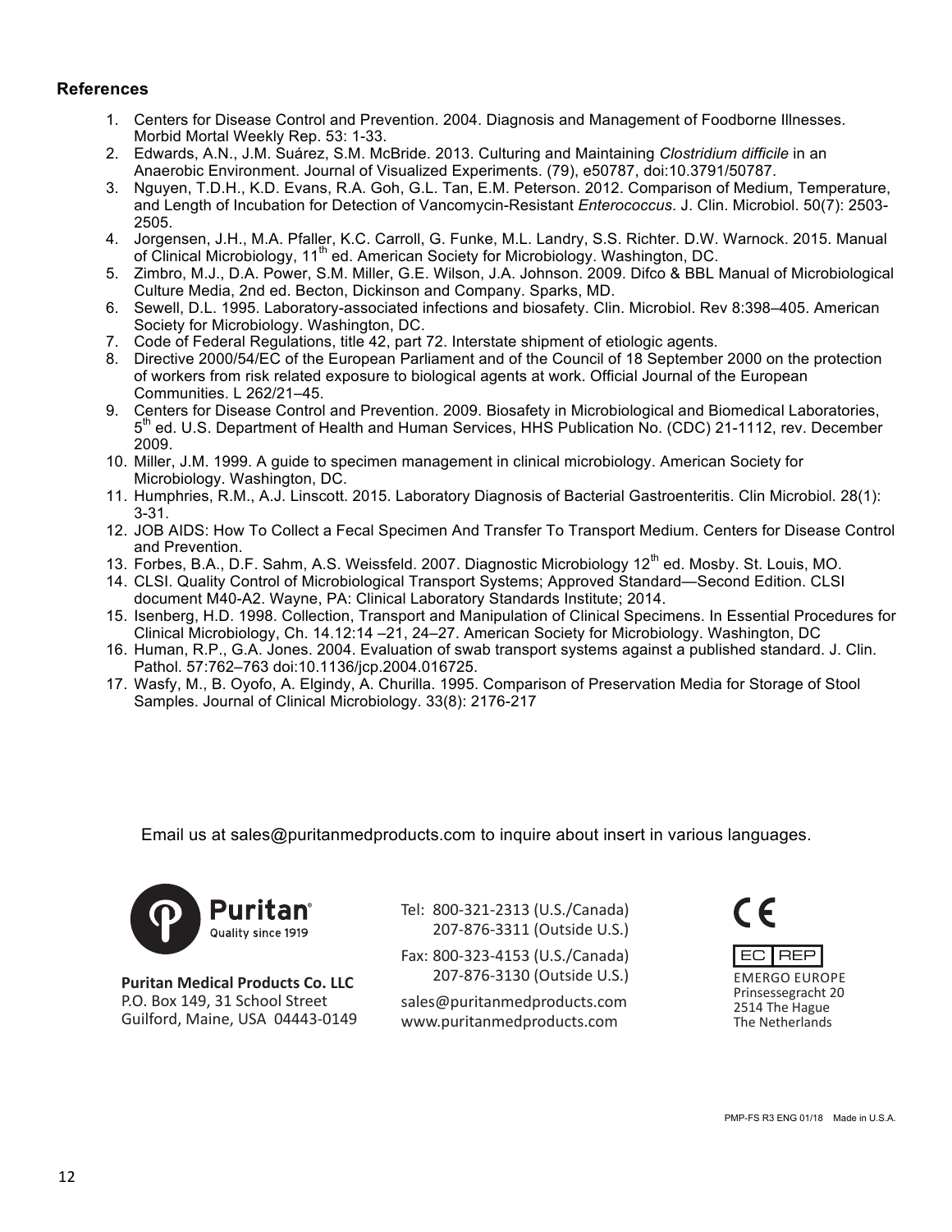## References

1. Centers for Disease Control and Prevention. 2004. Diagnosis and Management of Foodborne Illnesses. Morbid Mortal Weekly Rep. 53: 1-33.
2. Edwards, A.N., J.M. Suárez, S.M. McBride. 2013. Culturing and Maintaining *Clostridium difficile* in an Anaerobic Environment. Journal of Visualized Experiments. (79), e50787, doi:10.3791/50787.
3. Nguyen, T.D.H., K.D. Evans, R.A. Goh, G.L. Tan, E.M. Peterson. 2012. Comparison of Medium, Temperature, and Length of Incubation for Detection of Vancomycin-Resistant *Enterococcus*. J. Clin. Microbiol. 50(7): 2503-2505.
4. Jorgensen, J.H., M.A. Pfaller, K.C. Carroll, G. Funke, M.L. Landry, S.S. Richter. D.W. Warnock. 2015. Manual of Clinical Microbiology, 11th ed. American Society for Microbiology. Washington, DC.
5. Zimbro, M.J., D.A. Power, S.M. Miller, G.E. Wilson, J.A. Johnson. 2009. Difco & BBL Manual of Microbiological Culture Media, 2nd ed. Becton, Dickinson and Company. Sparks, MD.
6. Sewell, D.L. 1995. Laboratory-associated infections and biosafety. Clin. Microbiol. Rev 8:398–405. American Society for Microbiology. Washington, DC.
7. Code of Federal Regulations, title 42, part 72. Interstate shipment of etiologic agents.
8. Directive 2000/54/EC of the European Parliament and of the Council of 18 September 2000 on the protection of workers from risk related exposure to biological agents at work. Official Journal of the European Communities. L 262/21–45.
9. Centers for Disease Control and Prevention. 2009. Biosafety in Microbiological and Biomedical Laboratories, 5th ed. U.S. Department of Health and Human Services, HHS Publication No. (CDC) 21-1112, rev. December 2009.
10. Miller, J.M. 1999. A guide to specimen management in clinical microbiology. American Society for Microbiology. Washington, DC.
11. Humphries, R.M., A.J. Linscott. 2015. Laboratory Diagnosis of Bacterial Gastroenteritis. Clin Microbiol. 28(1): 3-31.
12. JOB AIDS: How To Collect a Fecal Specimen And Transfer To Transport Medium. Centers for Disease Control and Prevention.
13. Forbes, B.A., D.F. Sahm, A.S. Weissfeld. 2007. Diagnostic Microbiology 12th ed. Mosby. St. Louis, MO.
14. CLSI. Quality Control of Microbiological Transport Systems; Approved Standard—Second Edition. CLSI document M40-A2. Wayne, PA: Clinical Laboratory Standards Institute; 2014.
15. Isenberg, H.D. 1998. Collection, Transport and Manipulation of Clinical Specimens. In Essential Procedures for Clinical Microbiology, Ch. 14.12:14 –21, 24–27. American Society for Microbiology. Washington, DC
16. Human, R.P., G.A. Jones. 2004. Evaluation of swab transport systems against a published standard. J. Clin. Pathol. 57:762–763 doi:10.1136/jcp.2004.016725.
17. Wasfy, M., B. Oyofo, A. Elgindy, A. Churilla. 1995. Comparison of Preservation Media for Storage of Stool Samples. Journal of Clinical Microbiology. 33(8): 2176-217

Email us at sales@puritanmedproducts.com to inquire about insert in various languages.

Puritan® Quality since 1919

**Puritan Medical Products Co. LLC**
P.O. Box 149, 31 School Street
Guilford, Maine, USA 04443-0149

Tel: 800-321-2313 (U.S./Canada)
207-876-3311 (Outside U.S.)

Fax: 800-323-4153 (U.S./Canada)
207-876-3130 (Outside U.S.)

sales@puritanmedproducts.com
www.puritanmedproducts.com

CE

EC REP
EMERGO EUROPE
Prinsessegracht 20
2514 The Hague
The Netherlands

PMP-FS R3 ENG 01/18 Made in U.S.A.